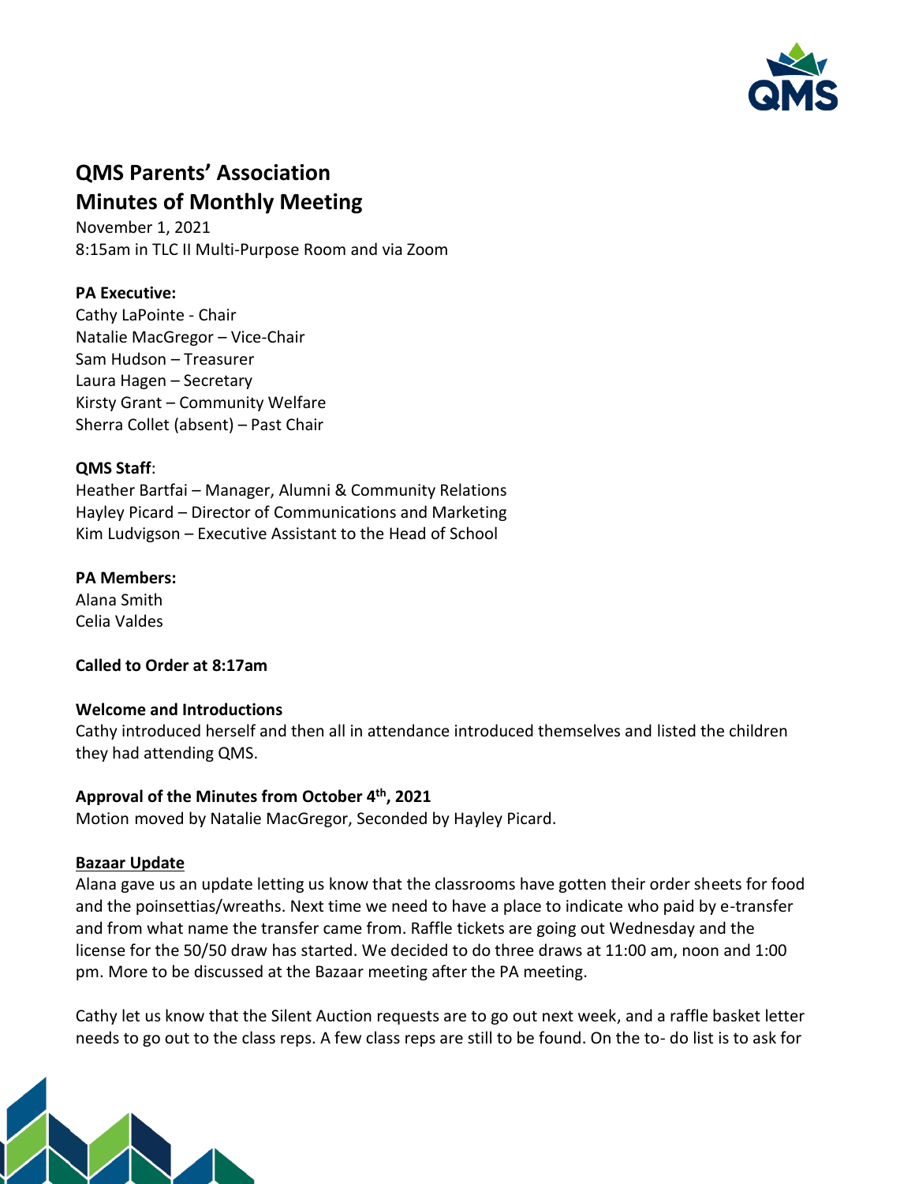# QMS Parents' Association
# Minutes of Monthly Meeting

November 1, 2021
8:15am in TLC II Multi-Purpose Room and via Zoom

**PA Executive:**
Cathy LaPointe - Chair
Natalie MacGregor – Vice-Chair
Sam Hudson – Treasurer
Laura Hagen – Secretary
Kirsty Grant – Community Welfare
Sherra Collet (absent) – Past Chair

**QMS Staff**:
Heather Bartfai – Manager, Alumni & Community Relations
Hayley Picard – Director of Communications and Marketing
Kim Ludvigson – Executive Assistant to the Head of School

**PA Members:**
Alana Smith
Celia Valdes

**Called to Order at 8:17am**

**Welcome and Introductions**
Cathy introduced herself and then all in attendance introduced themselves and listed the children they had attending QMS.

**Approval of the Minutes from October 4th, 2021**
Motion moved by Natalie MacGregor, Seconded by Hayley Picard.

**Bazaar Update**
Alana gave us an update letting us know that the classrooms have gotten their order sheets for food and the poinsettias/wreaths. Next time we need to have a place to indicate who paid by e-transfer and from what name the transfer came from. Raffle tickets are going out Wednesday and the license for the 50/50 draw has started. We decided to do three draws at 11:00 am, noon and 1:00 pm. More to be discussed at the Bazaar meeting after the PA meeting.

Cathy let us know that the Silent Auction requests are to go out next week, and a raffle basket letter needs to go out to the class reps. A few class reps are still to be found. On the to- do list is to ask for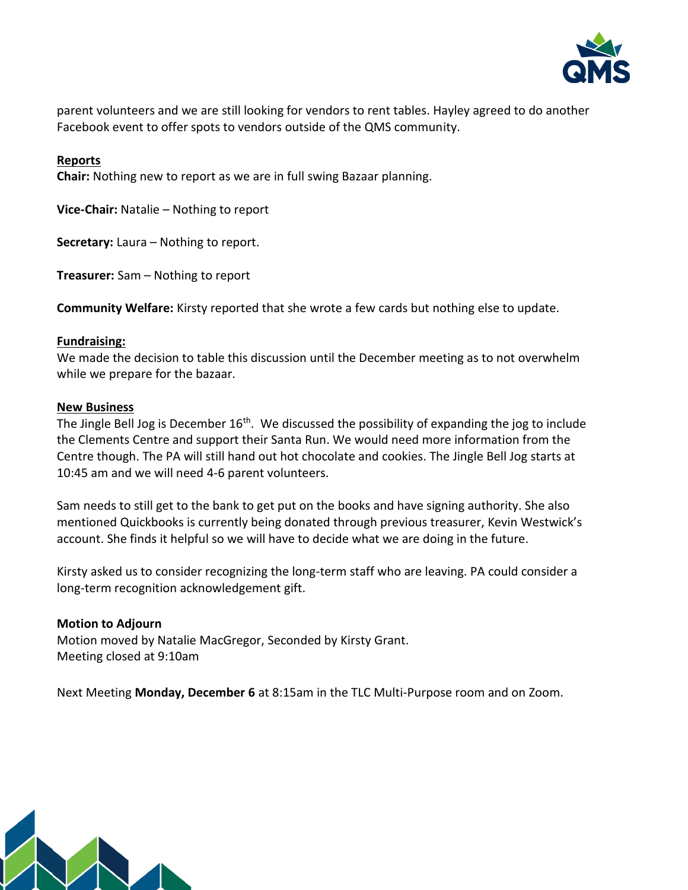parent volunteers and we are still looking for vendors to rent tables. Hayley agreed to do another Facebook event to offer spots to vendors outside of the QMS community.

**Reports**

**Chair:** Nothing new to report as we are in full swing Bazaar planning.

**Vice-Chair:** Natalie – Nothing to report

**Secretary:** Laura – Nothing to report.

**Treasurer:** Sam – Nothing to report

**Community Welfare:** Kirsty reported that she wrote a few cards but nothing else to update.

**Fundraising:**

We made the decision to table this discussion until the December meeting as to not overwhelm while we prepare for the bazaar.

**New Business**

The Jingle Bell Jog is December 16th. We discussed the possibility of expanding the jog to include the Clements Centre and support their Santa Run. We would need more information from the Centre though. The PA will still hand out hot chocolate and cookies. The Jingle Bell Jog starts at 10:45 am and we will need 4-6 parent volunteers.

Sam needs to still get to the bank to get put on the books and have signing authority. She also mentioned Quickbooks is currently being donated through previous treasurer, Kevin Westwick's account. She finds it helpful so we will have to decide what we are doing in the future.

Kirsty asked us to consider recognizing the long-term staff who are leaving. PA could consider a long-term recognition acknowledgement gift.

**Motion to Adjourn**

Motion moved by Natalie MacGregor, Seconded by Kirsty Grant.
Meeting closed at 9:10am

Next Meeting **Monday, December 6** at 8:15am in the TLC Multi-Purpose room and on Zoom.